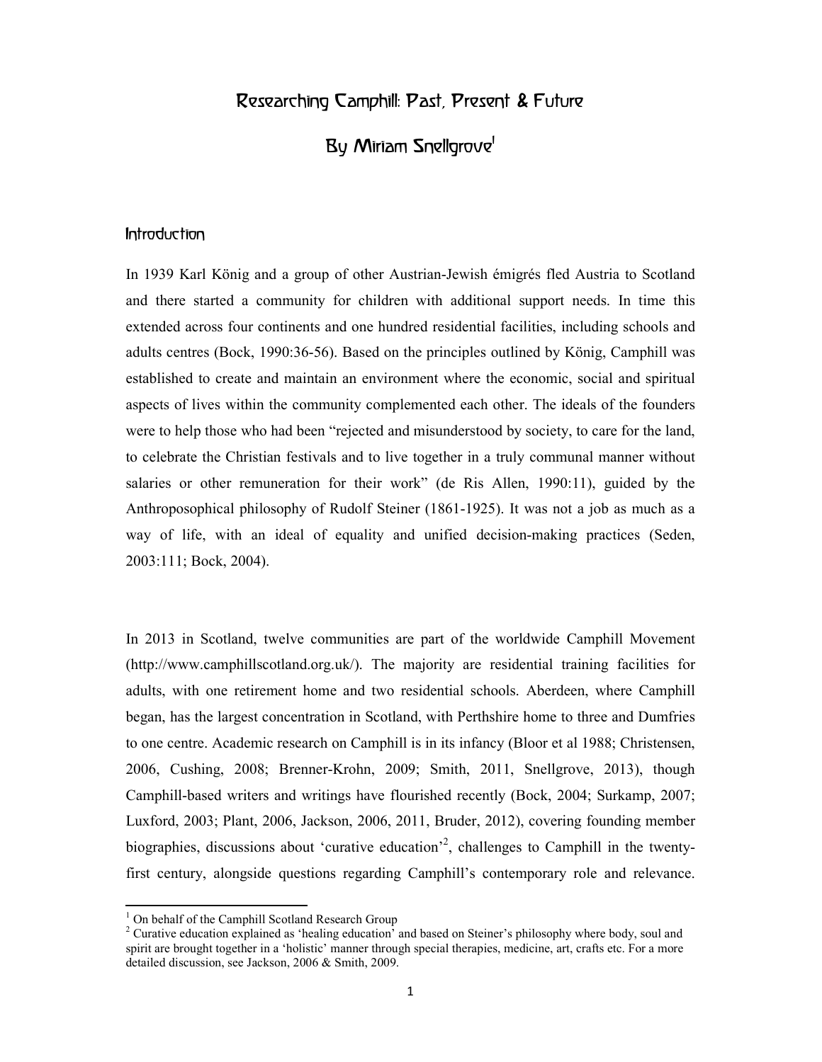# Researching Camphill: Past, Present & Future

## By Miriam Snellgrove[1]

### Introduction

In 1939 Karl König and a group of other Austrian-Jewish émigrés fled Austria to Scotland and there started a community for children with additional support needs. In time this extended across four continents and one hundred residential facilities, including schools and adults centres (Bock, 1990:36-56). Based on the principles outlined by König, Camphill was established to create and maintain an environment where the economic, social and spiritual aspects of lives within the community complemented each other. The ideals of the founders were to help those who had been "rejected and misunderstood by society, to care for the land, to celebrate the Christian festivals and to live together in a truly communal manner without salaries or other remuneration for their work" (de Ris Allen, 1990:11), guided by the Anthroposophical philosophy of Rudolf Steiner (1861-1925). It was not a job as much as a way of life, with an ideal of equality and unified decision-making practices (Seden, 2003:111; Bock, 2004).

In 2013 in Scotland, twelve communities are part of the worldwide Camphill Movement (http://www.camphillscotland.org.uk/). The majority are residential training facilities for adults, with one retirement home and two residential schools. Aberdeen, where Camphill began, has the largest concentration in Scotland, with Perthshire home to three and Dumfries to one centre. Academic research on Camphill is in its infancy (Bloor et al 1988; Christensen, 2006, Cushing, 2008; Brenner-Krohn, 2009; Smith, 2011, Snellgrove, 2013), though Camphill-based writers and writings have flourished recently (Bock, 2004; Surkamp, 2007; Luxford, 2003; Plant, 2006, Jackson, 2006, 2011, Bruder, 2012), covering founding member biographies, discussions about 'curative education'[2], challenges to Camphill in the twenty-first century, alongside questions regarding Camphill's contemporary role and relevance.

[1] On behalf of the Camphill Scotland Research Group

[2] Curative education explained as 'healing education' and based on Steiner's philosophy where body, soul and spirit are brought together in a 'holistic' manner through special therapies, medicine, art, crafts etc. For a more detailed discussion, see Jackson, 2006 & Smith, 2009.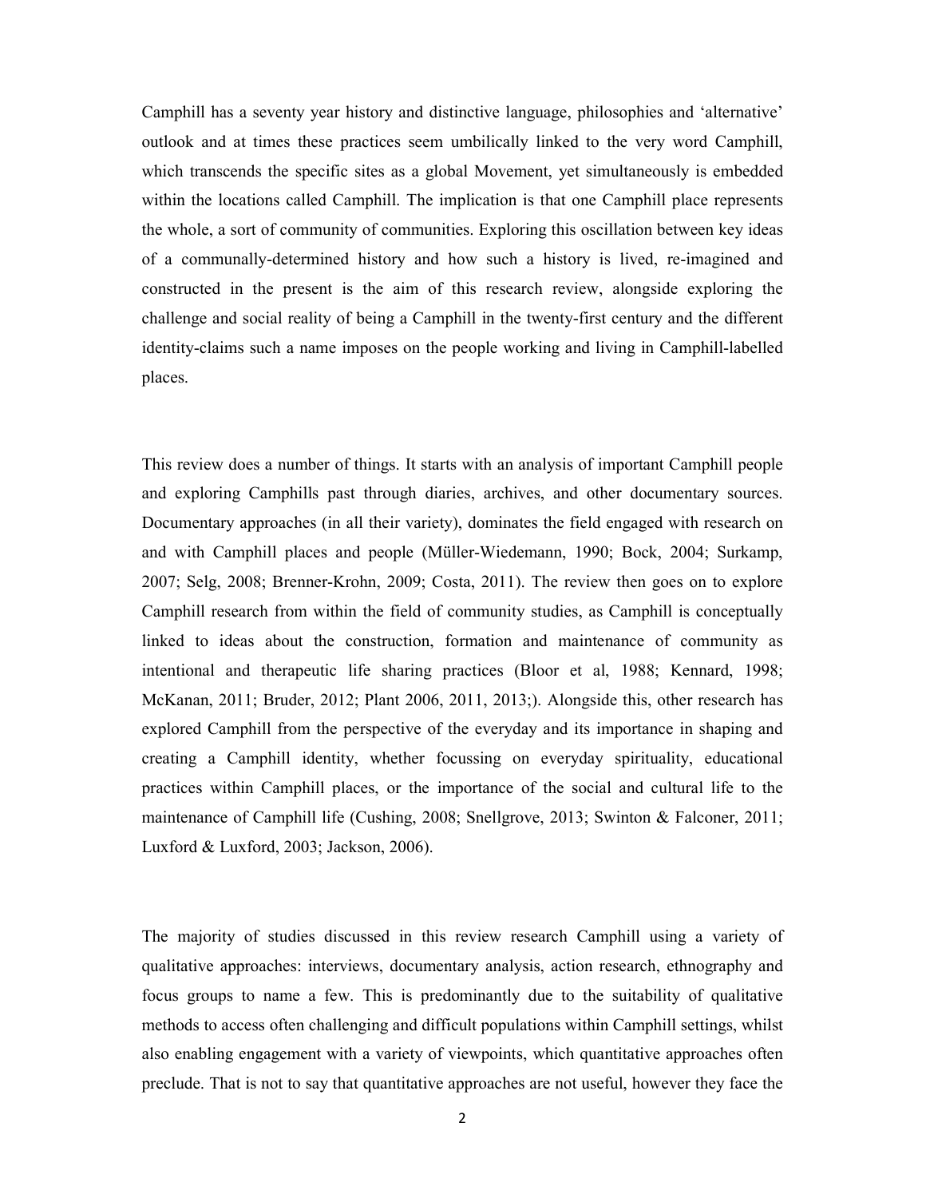Camphill has a seventy year history and distinctive language, philosophies and 'alternative' outlook and at times these practices seem umbilically linked to the very word Camphill, which transcends the specific sites as a global Movement, yet simultaneously is embedded within the locations called Camphill. The implication is that one Camphill place represents the whole, a sort of community of communities. Exploring this oscillation between key ideas of a communally-determined history and how such a history is lived, re-imagined and constructed in the present is the aim of this research review, alongside exploring the challenge and social reality of being a Camphill in the twenty-first century and the different identity-claims such a name imposes on the people working and living in Camphill-labelled places.

This review does a number of things. It starts with an analysis of important Camphill people and exploring Camphills past through diaries, archives, and other documentary sources. Documentary approaches (in all their variety), dominates the field engaged with research on and with Camphill places and people (Müller-Wiedemann, 1990; Bock, 2004; Surkamp, 2007; Selg, 2008; Brenner-Krohn, 2009; Costa, 2011). The review then goes on to explore Camphill research from within the field of community studies, as Camphill is conceptually linked to ideas about the construction, formation and maintenance of community as intentional and therapeutic life sharing practices (Bloor et al, 1988; Kennard, 1998; McKanan, 2011; Bruder, 2012; Plant 2006, 2011, 2013;). Alongside this, other research has explored Camphill from the perspective of the everyday and its importance in shaping and creating a Camphill identity, whether focussing on everyday spirituality, educational practices within Camphill places, or the importance of the social and cultural life to the maintenance of Camphill life (Cushing, 2008; Snellgrove, 2013; Swinton & Falconer, 2011; Luxford & Luxford, 2003; Jackson, 2006).

The majority of studies discussed in this review research Camphill using a variety of qualitative approaches: interviews, documentary analysis, action research, ethnography and focus groups to name a few. This is predominantly due to the suitability of qualitative methods to access often challenging and difficult populations within Camphill settings, whilst also enabling engagement with a variety of viewpoints, which quantitative approaches often preclude. That is not to say that quantitative approaches are not useful, however they face the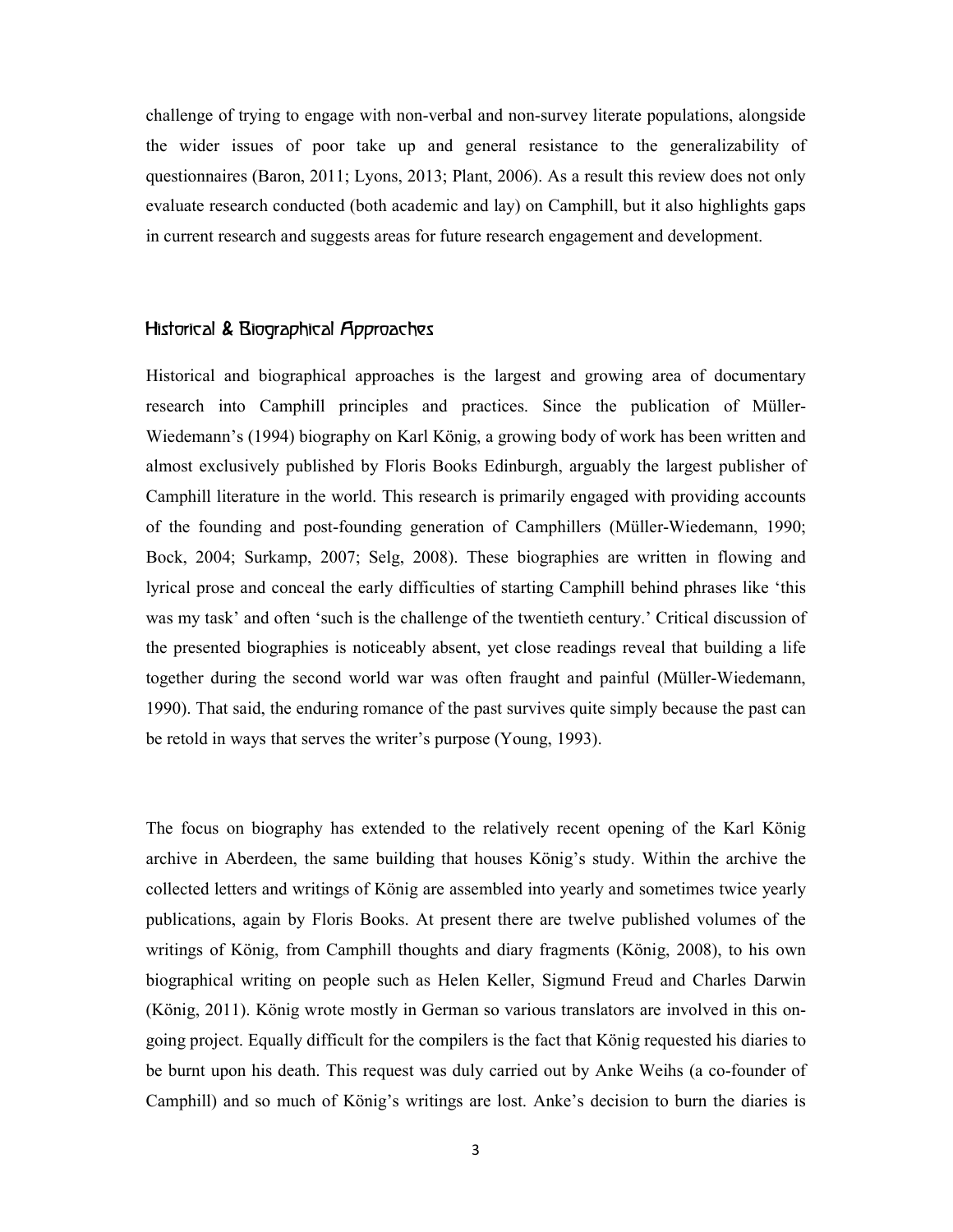challenge of trying to engage with non-verbal and non-survey literate populations, alongside the wider issues of poor take up and general resistance to the generalizability of questionnaires (Baron, 2011; Lyons, 2013; Plant, 2006). As a result this review does not only evaluate research conducted (both academic and lay) on Camphill, but it also highlights gaps in current research and suggests areas for future research engagement and development.

## Historical & Biographical Approaches

Historical and biographical approaches is the largest and growing area of documentary research into Camphill principles and practices. Since the publication of Müller-Wiedemann's (1994) biography on Karl König, a growing body of work has been written and almost exclusively published by Floris Books Edinburgh, arguably the largest publisher of Camphill literature in the world. This research is primarily engaged with providing accounts of the founding and post-founding generation of Camphillers (Müller-Wiedemann, 1990; Bock, 2004; Surkamp, 2007; Selg, 2008). These biographies are written in flowing and lyrical prose and conceal the early difficulties of starting Camphill behind phrases like 'this was my task' and often 'such is the challenge of the twentieth century.' Critical discussion of the presented biographies is noticeably absent, yet close readings reveal that building a life together during the second world war was often fraught and painful (Müller-Wiedemann, 1990). That said, the enduring romance of the past survives quite simply because the past can be retold in ways that serves the writer's purpose (Young, 1993).

The focus on biography has extended to the relatively recent opening of the Karl König archive in Aberdeen, the same building that houses König's study. Within the archive the collected letters and writings of König are assembled into yearly and sometimes twice yearly publications, again by Floris Books. At present there are twelve published volumes of the writings of König, from Camphill thoughts and diary fragments (König, 2008), to his own biographical writing on people such as Helen Keller, Sigmund Freud and Charles Darwin (König, 2011). König wrote mostly in German so various translators are involved in this on-going project. Equally difficult for the compilers is the fact that König requested his diaries to be burnt upon his death. This request was duly carried out by Anke Weihs (a co-founder of Camphill) and so much of König's writings are lost. Anke's decision to burn the diaries is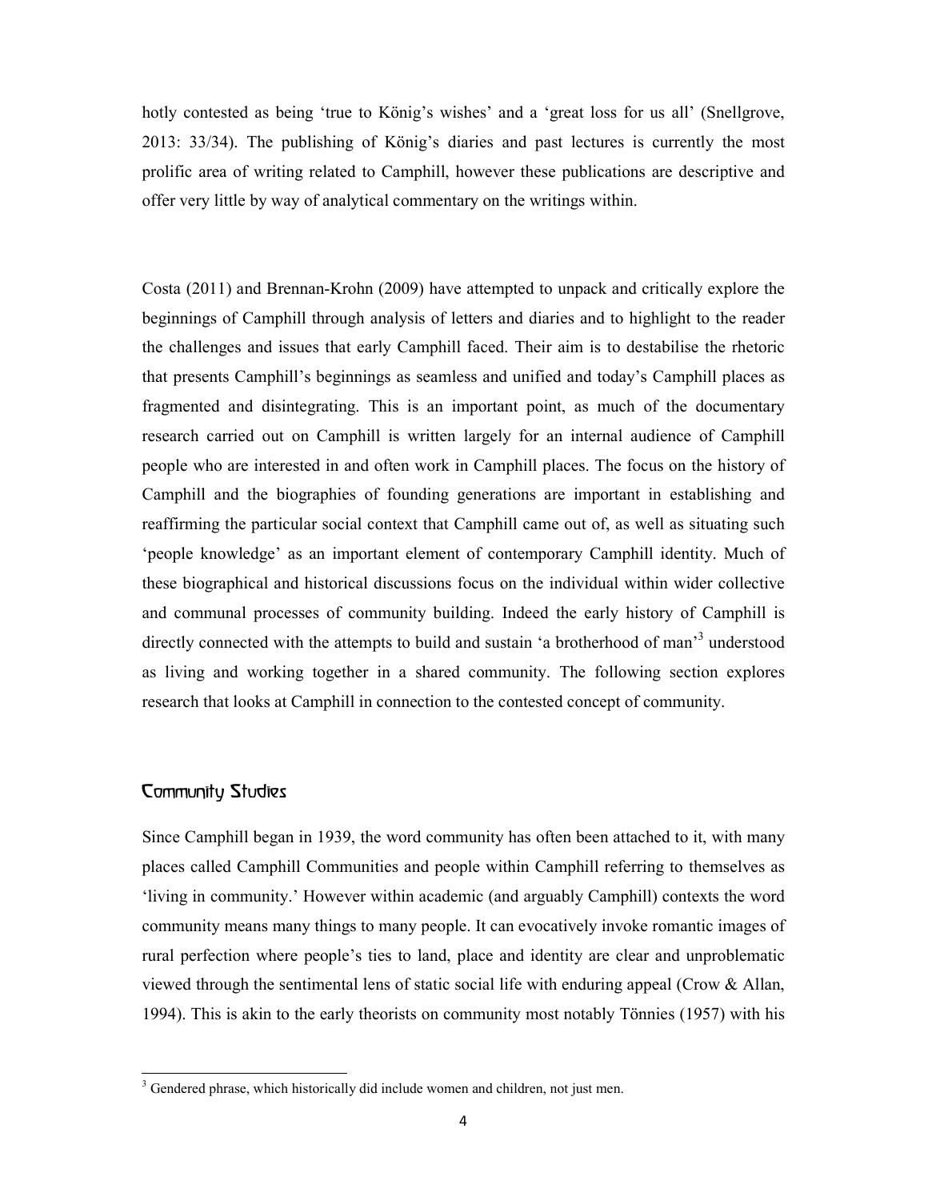hotly contested as being 'true to König's wishes' and a 'great loss for us all' (Snellgrove, 2013: 33/34). The publishing of König's diaries and past lectures is currently the most prolific area of writing related to Camphill, however these publications are descriptive and offer very little by way of analytical commentary on the writings within.

Costa (2011) and Brennan-Krohn (2009) have attempted to unpack and critically explore the beginnings of Camphill through analysis of letters and diaries and to highlight to the reader the challenges and issues that early Camphill faced. Their aim is to destabilise the rhetoric that presents Camphill's beginnings as seamless and unified and today's Camphill places as fragmented and disintegrating. This is an important point, as much of the documentary research carried out on Camphill is written largely for an internal audience of Camphill people who are interested in and often work in Camphill places. The focus on the history of Camphill and the biographies of founding generations are important in establishing and reaffirming the particular social context that Camphill came out of, as well as situating such 'people knowledge' as an important element of contemporary Camphill identity. Much of these biographical and historical discussions focus on the individual within wider collective and communal processes of community building. Indeed the early history of Camphill is directly connected with the attempts to build and sustain 'a brotherhood of man'[3] understood as living and working together in a shared community. The following section explores research that looks at Camphill in connection to the contested concept of community.

## Community Studies

Since Camphill began in 1939, the word community has often been attached to it, with many places called Camphill Communities and people within Camphill referring to themselves as 'living in community.' However within academic (and arguably Camphill) contexts the word community means many things to many people. It can evocatively invoke romantic images of rural perfection where people's ties to land, place and identity are clear and unproblematic viewed through the sentimental lens of static social life with enduring appeal (Crow & Allan, 1994). This is akin to the early theorists on community most notably Tönnies (1957) with his

[3] Gendered phrase, which historically did include women and children, not just men.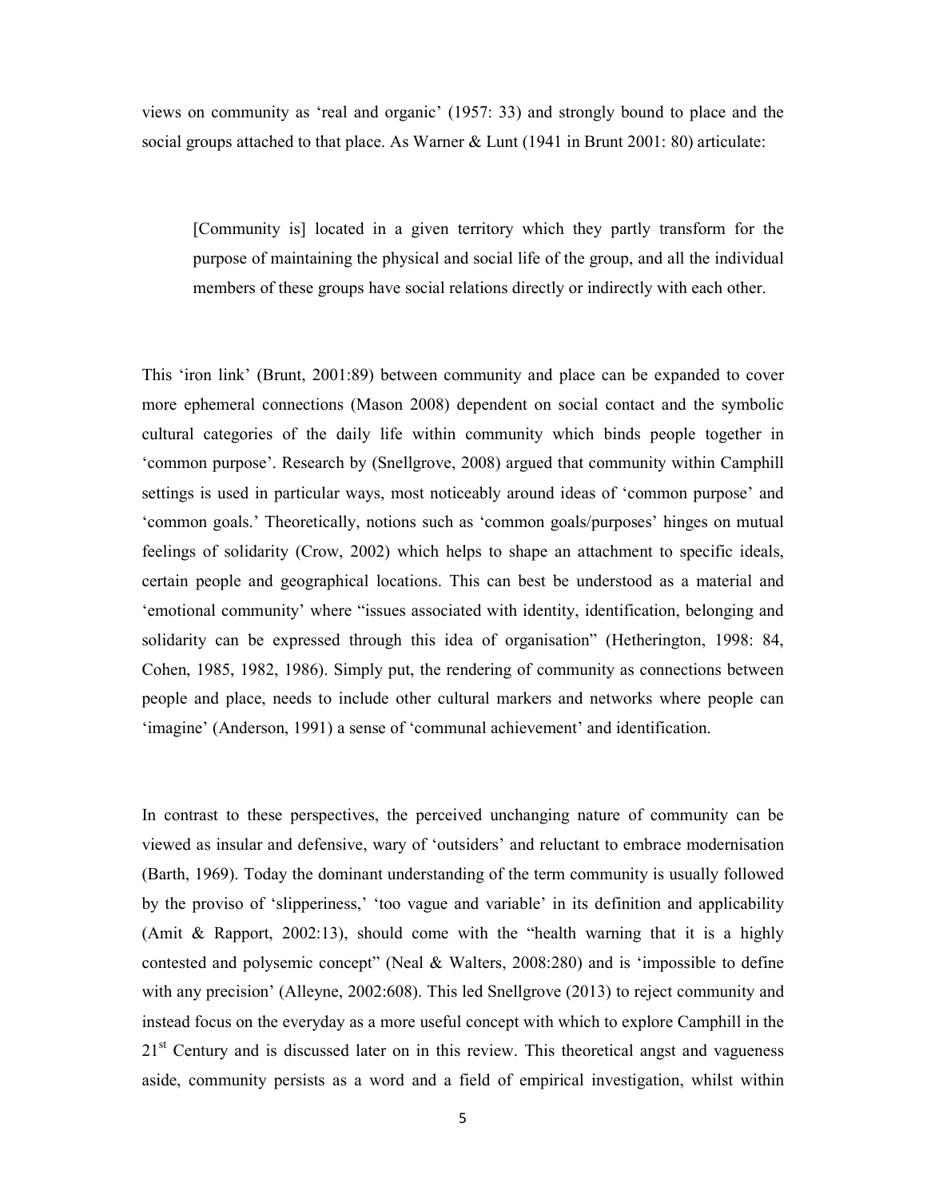views on community as 'real and organic' (1957: 33) and strongly bound to place and the social groups attached to that place. As Warner & Lunt (1941 in Brunt 2001: 80) articulate:

> [Community is] located in a given territory which they partly transform for the purpose of maintaining the physical and social life of the group, and all the individual members of these groups have social relations directly or indirectly with each other.

This 'iron link' (Brunt, 2001:89) between community and place can be expanded to cover more ephemeral connections (Mason 2008) dependent on social contact and the symbolic cultural categories of the daily life within community which binds people together in 'common purpose'. Research by (Snellgrove, 2008) argued that community within Camphill settings is used in particular ways, most noticeably around ideas of 'common purpose' and 'common goals.' Theoretically, notions such as 'common goals/purposes' hinges on mutual feelings of solidarity (Crow, 2002) which helps to shape an attachment to specific ideals, certain people and geographical locations. This can best be understood as a material and 'emotional community' where "issues associated with identity, identification, belonging and solidarity can be expressed through this idea of organisation" (Hetherington, 1998: 84, Cohen, 1985, 1982, 1986). Simply put, the rendering of community as connections between people and place, needs to include other cultural markers and networks where people can 'imagine' (Anderson, 1991) a sense of 'communal achievement' and identification.

In contrast to these perspectives, the perceived unchanging nature of community can be viewed as insular and defensive, wary of 'outsiders' and reluctant to embrace modernisation (Barth, 1969). Today the dominant understanding of the term community is usually followed by the proviso of 'slipperiness,' 'too vague and variable' in its definition and applicability (Amit & Rapport, 2002:13), should come with the "health warning that it is a highly contested and polysemic concept" (Neal & Walters, 2008:280) and is 'impossible to define with any precision' (Alleyne, 2002:608). This led Snellgrove (2013) to reject community and instead focus on the everyday as a more useful concept with which to explore Camphill in the 21st Century and is discussed later on in this review. This theoretical angst and vagueness aside, community persists as a word and a field of empirical investigation, whilst within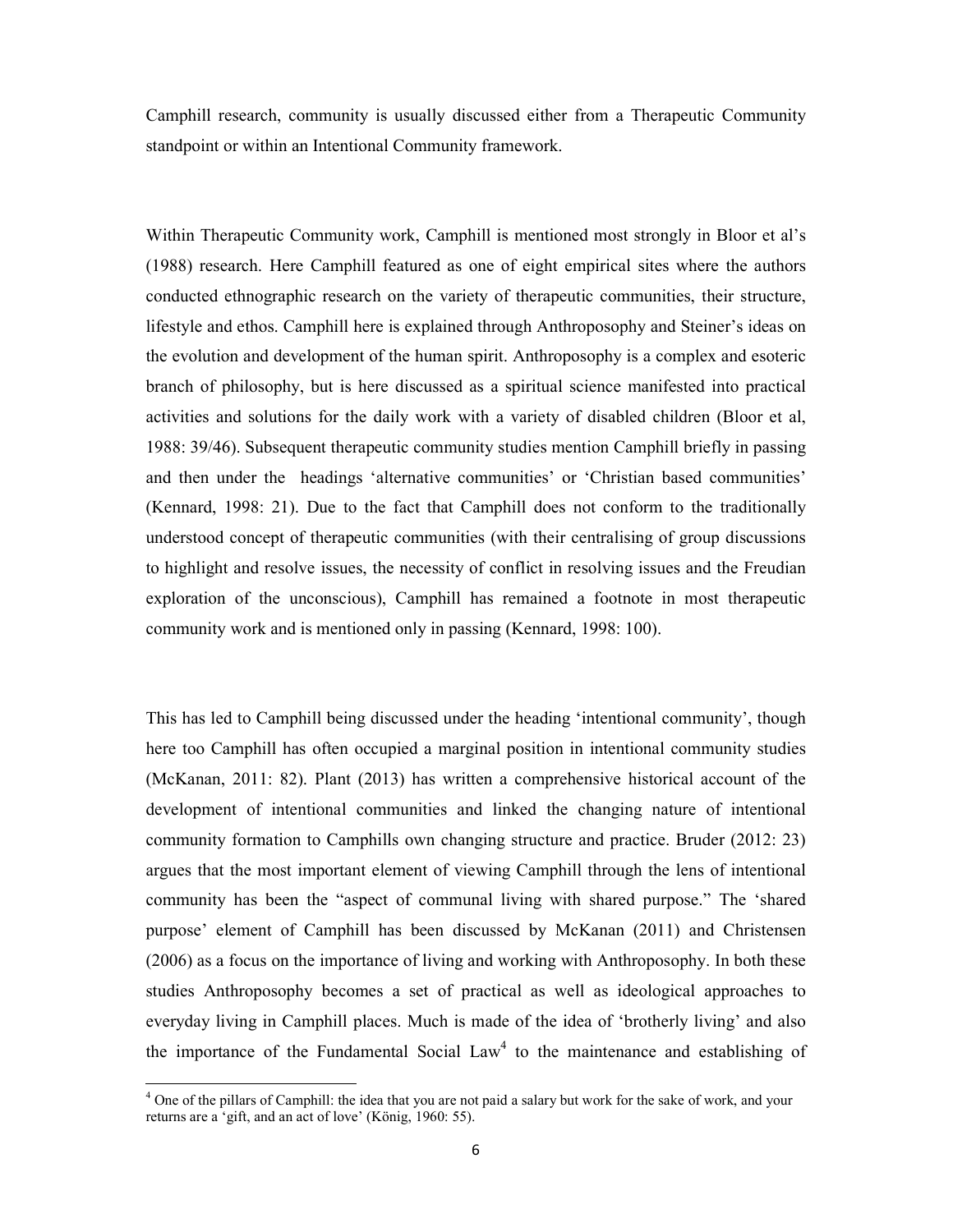Camphill research, community is usually discussed either from a Therapeutic Community standpoint or within an Intentional Community framework.

Within Therapeutic Community work, Camphill is mentioned most strongly in Bloor et al's (1988) research. Here Camphill featured as one of eight empirical sites where the authors conducted ethnographic research on the variety of therapeutic communities, their structure, lifestyle and ethos. Camphill here is explained through Anthroposophy and Steiner's ideas on the evolution and development of the human spirit. Anthroposophy is a complex and esoteric branch of philosophy, but is here discussed as a spiritual science manifested into practical activities and solutions for the daily work with a variety of disabled children (Bloor et al, 1988: 39/46). Subsequent therapeutic community studies mention Camphill briefly in passing and then under the headings 'alternative communities' or 'Christian based communities' (Kennard, 1998: 21). Due to the fact that Camphill does not conform to the traditionally understood concept of therapeutic communities (with their centralising of group discussions to highlight and resolve issues, the necessity of conflict in resolving issues and the Freudian exploration of the unconscious), Camphill has remained a footnote in most therapeutic community work and is mentioned only in passing (Kennard, 1998: 100).

This has led to Camphill being discussed under the heading 'intentional community', though here too Camphill has often occupied a marginal position in intentional community studies (McKanan, 2011: 82). Plant (2013) has written a comprehensive historical account of the development of intentional communities and linked the changing nature of intentional community formation to Camphills own changing structure and practice. Bruder (2012: 23) argues that the most important element of viewing Camphill through the lens of intentional community has been the "aspect of communal living with shared purpose." The 'shared purpose' element of Camphill has been discussed by McKanan (2011) and Christensen (2006) as a focus on the importance of living and working with Anthroposophy. In both these studies Anthroposophy becomes a set of practical as well as ideological approaches to everyday living in Camphill places. Much is made of the idea of 'brotherly living' and also the importance of the Fundamental Social Law[4] to the maintenance and establishing of

[4] One of the pillars of Camphill: the idea that you are not paid a salary but work for the sake of work, and your returns are a 'gift, and an act of love' (König, 1960: 55).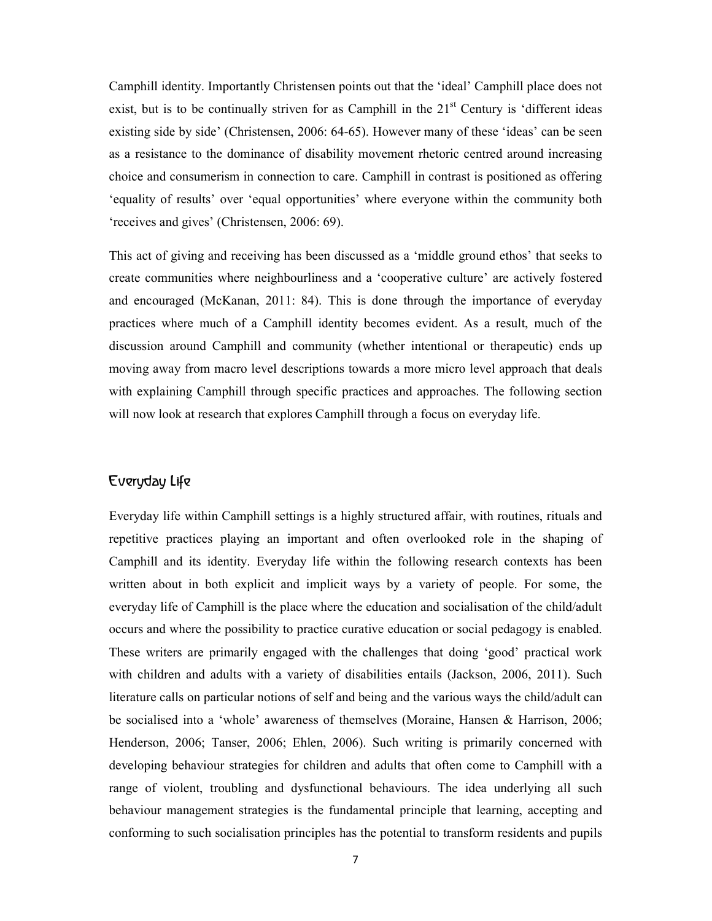Camphill identity. Importantly Christensen points out that the 'ideal' Camphill place does not exist, but is to be continually striven for as Camphill in the 21st Century is 'different ideas existing side by side' (Christensen, 2006: 64-65). However many of these 'ideas' can be seen as a resistance to the dominance of disability movement rhetoric centred around increasing choice and consumerism in connection to care. Camphill in contrast is positioned as offering 'equality of results' over 'equal opportunities' where everyone within the community both 'receives and gives' (Christensen, 2006: 69).

This act of giving and receiving has been discussed as a 'middle ground ethos' that seeks to create communities where neighbourliness and a 'cooperative culture' are actively fostered and encouraged (McKanan, 2011: 84). This is done through the importance of everyday practices where much of a Camphill identity becomes evident. As a result, much of the discussion around Camphill and community (whether intentional or therapeutic) ends up moving away from macro level descriptions towards a more micro level approach that deals with explaining Camphill through specific practices and approaches. The following section will now look at research that explores Camphill through a focus on everyday life.

## Everyday Life

Everyday life within Camphill settings is a highly structured affair, with routines, rituals and repetitive practices playing an important and often overlooked role in the shaping of Camphill and its identity. Everyday life within the following research contexts has been written about in both explicit and implicit ways by a variety of people. For some, the everyday life of Camphill is the place where the education and socialisation of the child/adult occurs and where the possibility to practice curative education or social pedagogy is enabled. These writers are primarily engaged with the challenges that doing 'good' practical work with children and adults with a variety of disabilities entails (Jackson, 2006, 2011). Such literature calls on particular notions of self and being and the various ways the child/adult can be socialised into a 'whole' awareness of themselves (Moraine, Hansen & Harrison, 2006; Henderson, 2006; Tanser, 2006; Ehlen, 2006). Such writing is primarily concerned with developing behaviour strategies for children and adults that often come to Camphill with a range of violent, troubling and dysfunctional behaviours. The idea underlying all such behaviour management strategies is the fundamental principle that learning, accepting and conforming to such socialisation principles has the potential to transform residents and pupils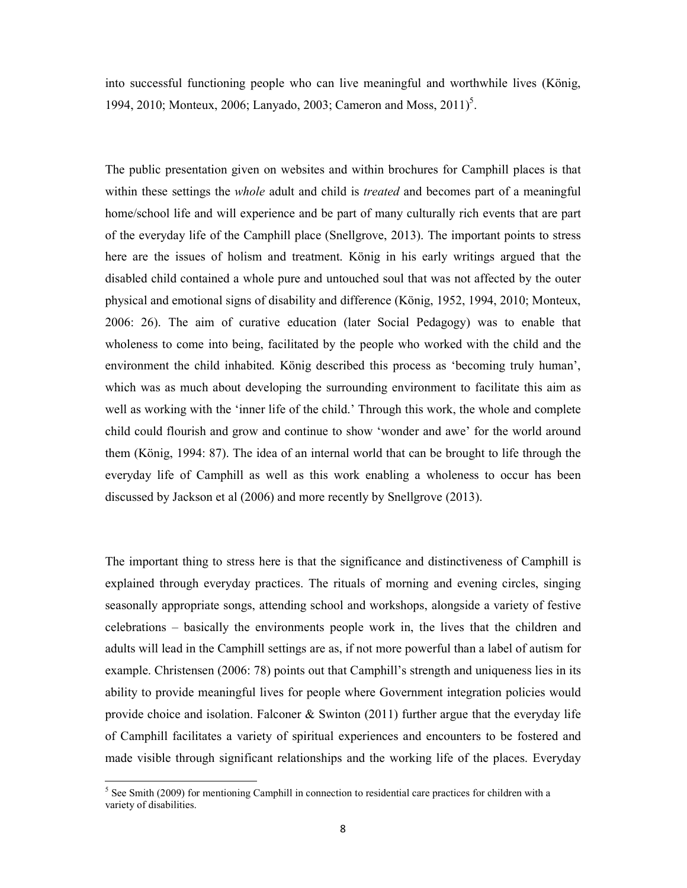into successful functioning people who can live meaningful and worthwhile lives (König, 1994, 2010; Monteux, 2006; Lanyado, 2003; Cameron and Moss, 2011)[5].

The public presentation given on websites and within brochures for Camphill places is that within these settings the *whole* adult and child is *treated* and becomes part of a meaningful home/school life and will experience and be part of many culturally rich events that are part of the everyday life of the Camphill place (Snellgrove, 2013). The important points to stress here are the issues of holism and treatment. König in his early writings argued that the disabled child contained a whole pure and untouched soul that was not affected by the outer physical and emotional signs of disability and difference (König, 1952, 1994, 2010; Monteux, 2006: 26). The aim of curative education (later Social Pedagogy) was to enable that wholeness to come into being, facilitated by the people who worked with the child and the environment the child inhabited. König described this process as 'becoming truly human', which was as much about developing the surrounding environment to facilitate this aim as well as working with the 'inner life of the child.' Through this work, the whole and complete child could flourish and grow and continue to show 'wonder and awe' for the world around them (König, 1994: 87). The idea of an internal world that can be brought to life through the everyday life of Camphill as well as this work enabling a wholeness to occur has been discussed by Jackson et al (2006) and more recently by Snellgrove (2013).

The important thing to stress here is that the significance and distinctiveness of Camphill is explained through everyday practices. The rituals of morning and evening circles, singing seasonally appropriate songs, attending school and workshops, alongside a variety of festive celebrations – basically the environments people work in, the lives that the children and adults will lead in the Camphill settings are as, if not more powerful than a label of autism for example. Christensen (2006: 78) points out that Camphill's strength and uniqueness lies in its ability to provide meaningful lives for people where Government integration policies would provide choice and isolation. Falconer & Swinton (2011) further argue that the everyday life of Camphill facilitates a variety of spiritual experiences and encounters to be fostered and made visible through significant relationships and the working life of the places. Everyday

[5] See Smith (2009) for mentioning Camphill in connection to residential care practices for children with a variety of disabilities.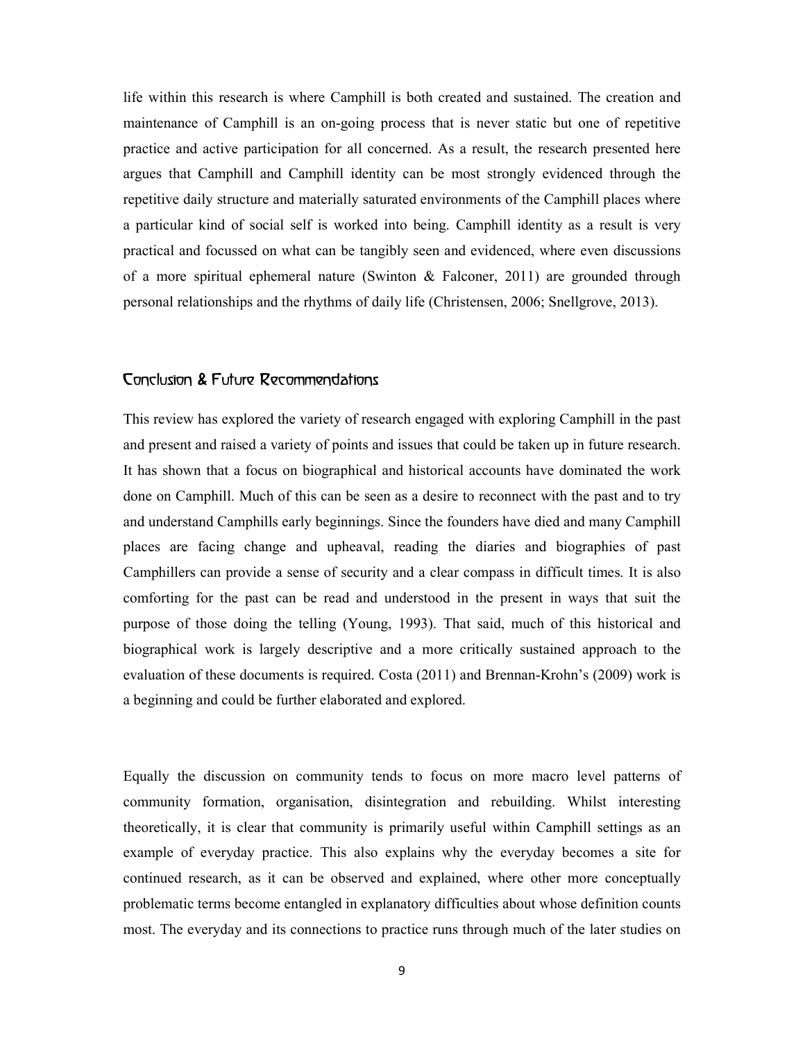life within this research is where Camphill is both created and sustained. The creation and maintenance of Camphill is an on-going process that is never static but one of repetitive practice and active participation for all concerned. As a result, the research presented here argues that Camphill and Camphill identity can be most strongly evidenced through the repetitive daily structure and materially saturated environments of the Camphill places where a particular kind of social self is worked into being. Camphill identity as a result is very practical and focussed on what can be tangibly seen and evidenced, where even discussions of a more spiritual ephemeral nature (Swinton & Falconer, 2011) are grounded through personal relationships and the rhythms of daily life (Christensen, 2006; Snellgrove, 2013).

## Conclusion & Future Recommendations

This review has explored the variety of research engaged with exploring Camphill in the past and present and raised a variety of points and issues that could be taken up in future research. It has shown that a focus on biographical and historical accounts have dominated the work done on Camphill. Much of this can be seen as a desire to reconnect with the past and to try and understand Camphills early beginnings. Since the founders have died and many Camphill places are facing change and upheaval, reading the diaries and biographies of past Camphillers can provide a sense of security and a clear compass in difficult times. It is also comforting for the past can be read and understood in the present in ways that suit the purpose of those doing the telling (Young, 1993). That said, much of this historical and biographical work is largely descriptive and a more critically sustained approach to the evaluation of these documents is required. Costa (2011) and Brennan-Krohn's (2009) work is a beginning and could be further elaborated and explored.

Equally the discussion on community tends to focus on more macro level patterns of community formation, organisation, disintegration and rebuilding. Whilst interesting theoretically, it is clear that community is primarily useful within Camphill settings as an example of everyday practice. This also explains why the everyday becomes a site for continued research, as it can be observed and explained, where other more conceptually problematic terms become entangled in explanatory difficulties about whose definition counts most. The everyday and its connections to practice runs through much of the later studies on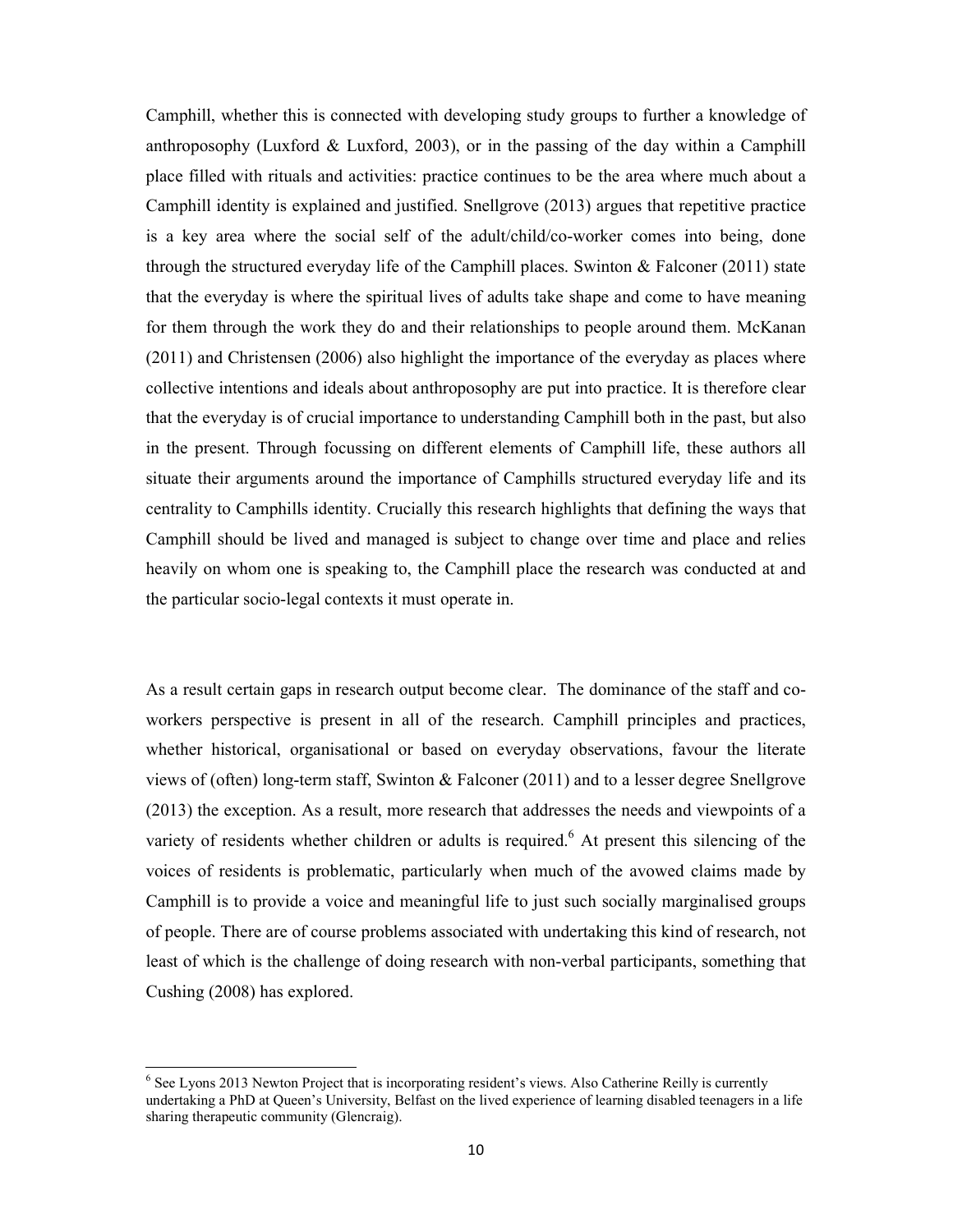Camphill, whether this is connected with developing study groups to further a knowledge of anthroposophy (Luxford & Luxford, 2003), or in the passing of the day within a Camphill place filled with rituals and activities: practice continues to be the area where much about a Camphill identity is explained and justified. Snellgrove (2013) argues that repetitive practice is a key area where the social self of the adult/child/co-worker comes into being, done through the structured everyday life of the Camphill places. Swinton & Falconer (2011) state that the everyday is where the spiritual lives of adults take shape and come to have meaning for them through the work they do and their relationships to people around them. McKanan (2011) and Christensen (2006) also highlight the importance of the everyday as places where collective intentions and ideals about anthroposophy are put into practice. It is therefore clear that the everyday is of crucial importance to understanding Camphill both in the past, but also in the present. Through focussing on different elements of Camphill life, these authors all situate their arguments around the importance of Camphills structured everyday life and its centrality to Camphills identity. Crucially this research highlights that defining the ways that Camphill should be lived and managed is subject to change over time and place and relies heavily on whom one is speaking to, the Camphill place the research was conducted at and the particular socio-legal contexts it must operate in.

As a result certain gaps in research output become clear. The dominance of the staff and co-workers perspective is present in all of the research. Camphill principles and practices, whether historical, organisational or based on everyday observations, favour the literate views of (often) long-term staff, Swinton & Falconer (2011) and to a lesser degree Snellgrove (2013) the exception. As a result, more research that addresses the needs and viewpoints of a variety of residents whether children or adults is required.[6] At present this silencing of the voices of residents is problematic, particularly when much of the avowed claims made by Camphill is to provide a voice and meaningful life to just such socially marginalised groups of people. There are of course problems associated with undertaking this kind of research, not least of which is the challenge of doing research with non-verbal participants, something that Cushing (2008) has explored.

---

[6] See Lyons 2013 Newton Project that is incorporating resident's views. Also Catherine Reilly is currently undertaking a PhD at Queen's University, Belfast on the lived experience of learning disabled teenagers in a life sharing therapeutic community (Glencraig).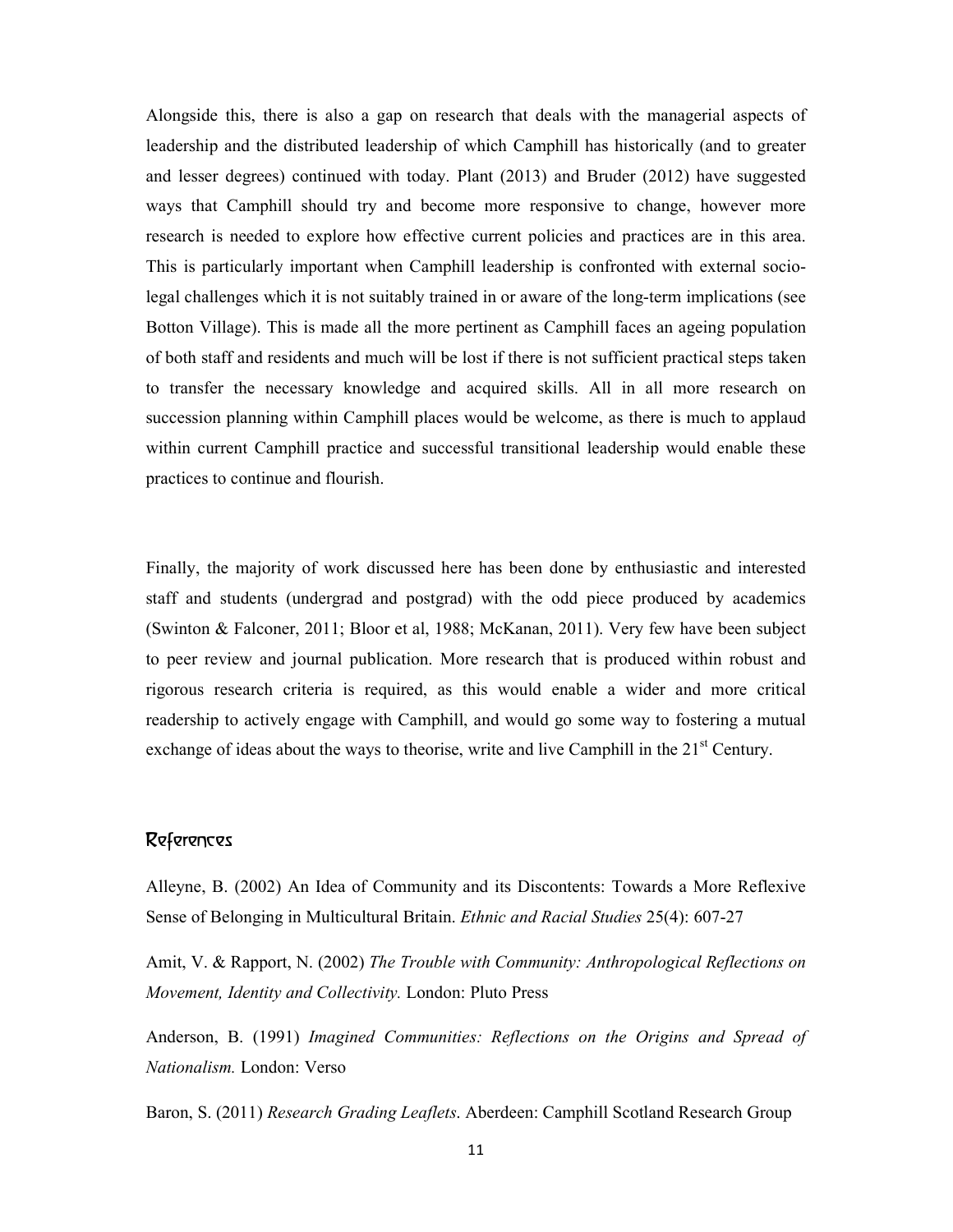Alongside this, there is also a gap on research that deals with the managerial aspects of leadership and the distributed leadership of which Camphill has historically (and to greater and lesser degrees) continued with today. Plant (2013) and Bruder (2012) have suggested ways that Camphill should try and become more responsive to change, however more research is needed to explore how effective current policies and practices are in this area. This is particularly important when Camphill leadership is confronted with external socio-legal challenges which it is not suitably trained in or aware of the long-term implications (see Botton Village). This is made all the more pertinent as Camphill faces an ageing population of both staff and residents and much will be lost if there is not sufficient practical steps taken to transfer the necessary knowledge and acquired skills. All in all more research on succession planning within Camphill places would be welcome, as there is much to applaud within current Camphill practice and successful transitional leadership would enable these practices to continue and flourish.

Finally, the majority of work discussed here has been done by enthusiastic and interested staff and students (undergrad and postgrad) with the odd piece produced by academics (Swinton & Falconer, 2011; Bloor et al, 1988; McKanan, 2011). Very few have been subject to peer review and journal publication. More research that is produced within robust and rigorous research criteria is required, as this would enable a wider and more critical readership to actively engage with Camphill, and would go some way to fostering a mutual exchange of ideas about the ways to theorise, write and live Camphill in the 21st Century.

## References

Alleyne, B. (2002) An Idea of Community and its Discontents: Towards a More Reflexive Sense of Belonging in Multicultural Britain. *Ethnic and Racial Studies* 25(4): 607-27

Amit, V. & Rapport, N. (2002) *The Trouble with Community: Anthropological Reflections on Movement, Identity and Collectivity.* London: Pluto Press

Anderson, B. (1991) *Imagined Communities: Reflections on the Origins and Spread of Nationalism.* London: Verso

Baron, S. (2011) *Research Grading Leaflets*. Aberdeen: Camphill Scotland Research Group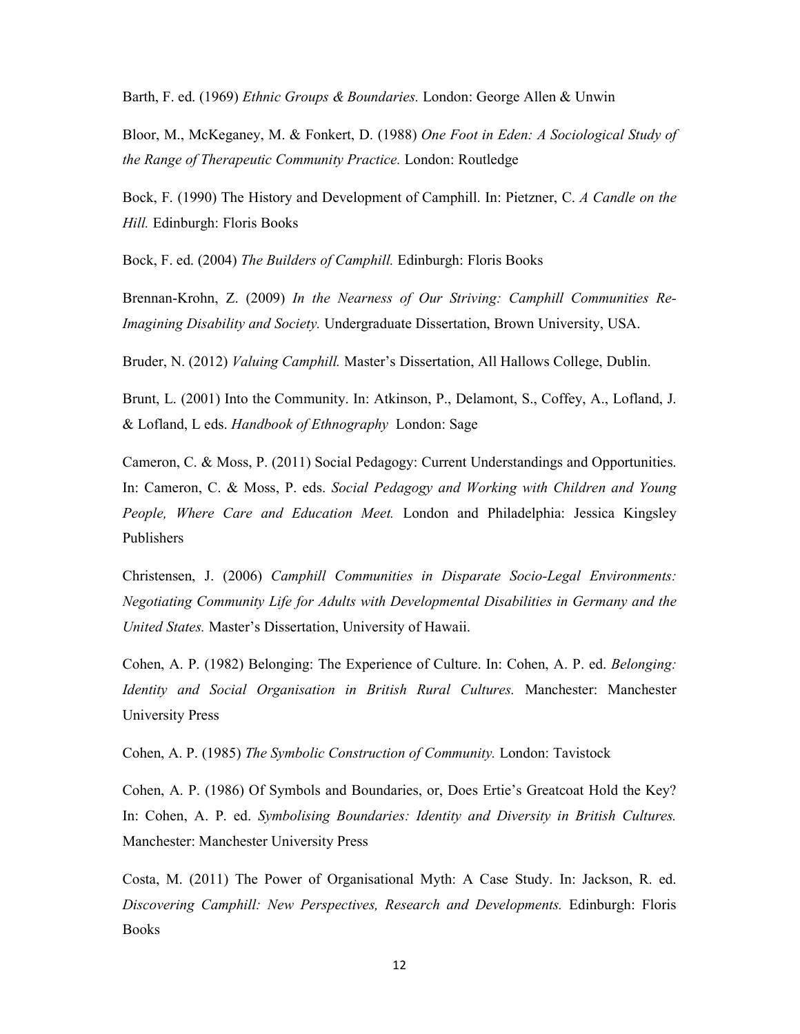Barth, F. ed. (1969) *Ethnic Groups & Boundaries.* London: George Allen & Unwin

Bloor, M., McKeganey, M. & Fonkert, D. (1988) *One Foot in Eden: A Sociological Study of the Range of Therapeutic Community Practice.* London: Routledge

Bock, F. (1990) The History and Development of Camphill. In: Pietzner, C. *A Candle on the Hill.* Edinburgh: Floris Books

Bock, F. ed. (2004) *The Builders of Camphill.* Edinburgh: Floris Books

Brennan-Krohn, Z. (2009) *In the Nearness of Our Striving: Camphill Communities Re-Imagining Disability and Society.* Undergraduate Dissertation, Brown University, USA.

Bruder, N. (2012) *Valuing Camphill.* Master's Dissertation, All Hallows College, Dublin.

Brunt, L. (2001) Into the Community. In: Atkinson, P., Delamont, S., Coffey, A., Lofland, J. & Lofland, L eds. *Handbook of Ethnography* London: Sage

Cameron, C. & Moss, P. (2011) Social Pedagogy: Current Understandings and Opportunities. In: Cameron, C. & Moss, P. eds. *Social Pedagogy and Working with Children and Young People, Where Care and Education Meet.* London and Philadelphia: Jessica Kingsley Publishers

Christensen, J. (2006) *Camphill Communities in Disparate Socio-Legal Environments: Negotiating Community Life for Adults with Developmental Disabilities in Germany and the United States.* Master's Dissertation, University of Hawaii.

Cohen, A. P. (1982) Belonging: The Experience of Culture. In: Cohen, A. P. ed. *Belonging: Identity and Social Organisation in British Rural Cultures.* Manchester: Manchester University Press

Cohen, A. P. (1985) *The Symbolic Construction of Community.* London: Tavistock

Cohen, A. P. (1986) Of Symbols and Boundaries, or, Does Ertie's Greatcoat Hold the Key? In: Cohen, A. P. ed. *Symbolising Boundaries: Identity and Diversity in British Cultures.* Manchester: Manchester University Press

Costa, M. (2011) The Power of Organisational Myth: A Case Study. In: Jackson, R. ed. *Discovering Camphill: New Perspectives, Research and Developments.* Edinburgh: Floris Books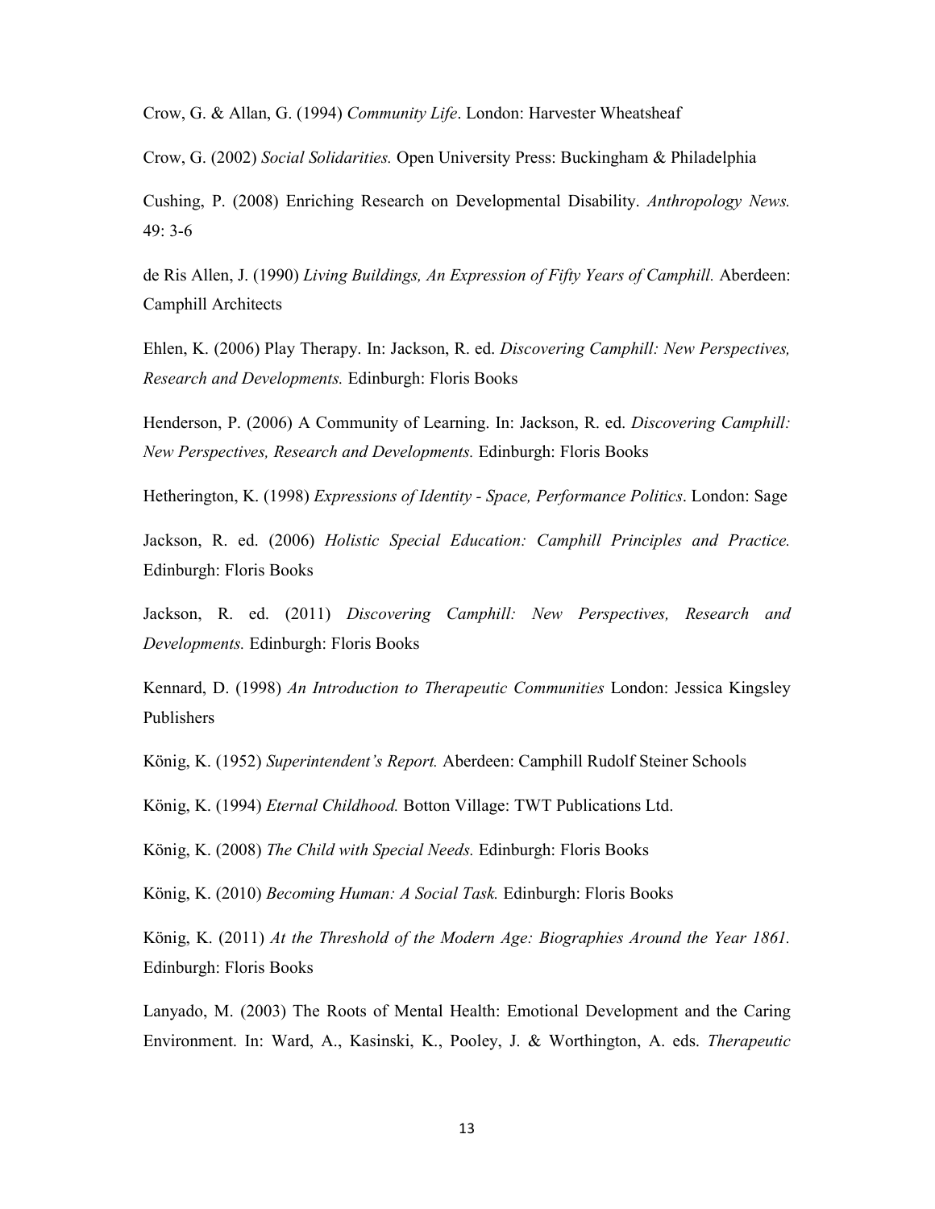Crow, G. & Allan, G. (1994) *Community Life*. London: Harvester Wheatsheaf

Crow, G. (2002) *Social Solidarities.* Open University Press: Buckingham & Philadelphia

Cushing, P. (2008) Enriching Research on Developmental Disability. *Anthropology News.* 49: 3-6

de Ris Allen, J. (1990) *Living Buildings, An Expression of Fifty Years of Camphill.* Aberdeen: Camphill Architects

Ehlen, K. (2006) Play Therapy. In: Jackson, R. ed. *Discovering Camphill: New Perspectives, Research and Developments.* Edinburgh: Floris Books

Henderson, P. (2006) A Community of Learning. In: Jackson, R. ed. *Discovering Camphill: New Perspectives, Research and Developments.* Edinburgh: Floris Books

Hetherington, K. (1998) *Expressions of Identity - Space, Performance Politics*. London: Sage

Jackson, R. ed. (2006) *Holistic Special Education: Camphill Principles and Practice.* Edinburgh: Floris Books

Jackson, R. ed. (2011) *Discovering Camphill: New Perspectives, Research and Developments.* Edinburgh: Floris Books

Kennard, D. (1998) *An Introduction to Therapeutic Communities* London: Jessica Kingsley Publishers

König, K. (1952) *Superintendent's Report.* Aberdeen: Camphill Rudolf Steiner Schools

König, K. (1994) *Eternal Childhood.* Botton Village: TWT Publications Ltd.

König, K. (2008) *The Child with Special Needs.* Edinburgh: Floris Books

König, K. (2010) *Becoming Human: A Social Task.* Edinburgh: Floris Books

König, K. (2011) *At the Threshold of the Modern Age: Biographies Around the Year 1861.* Edinburgh: Floris Books

Lanyado, M. (2003) The Roots of Mental Health: Emotional Development and the Caring Environment. In: Ward, A., Kasinski, K., Pooley, J. & Worthington, A. eds. *Therapeutic*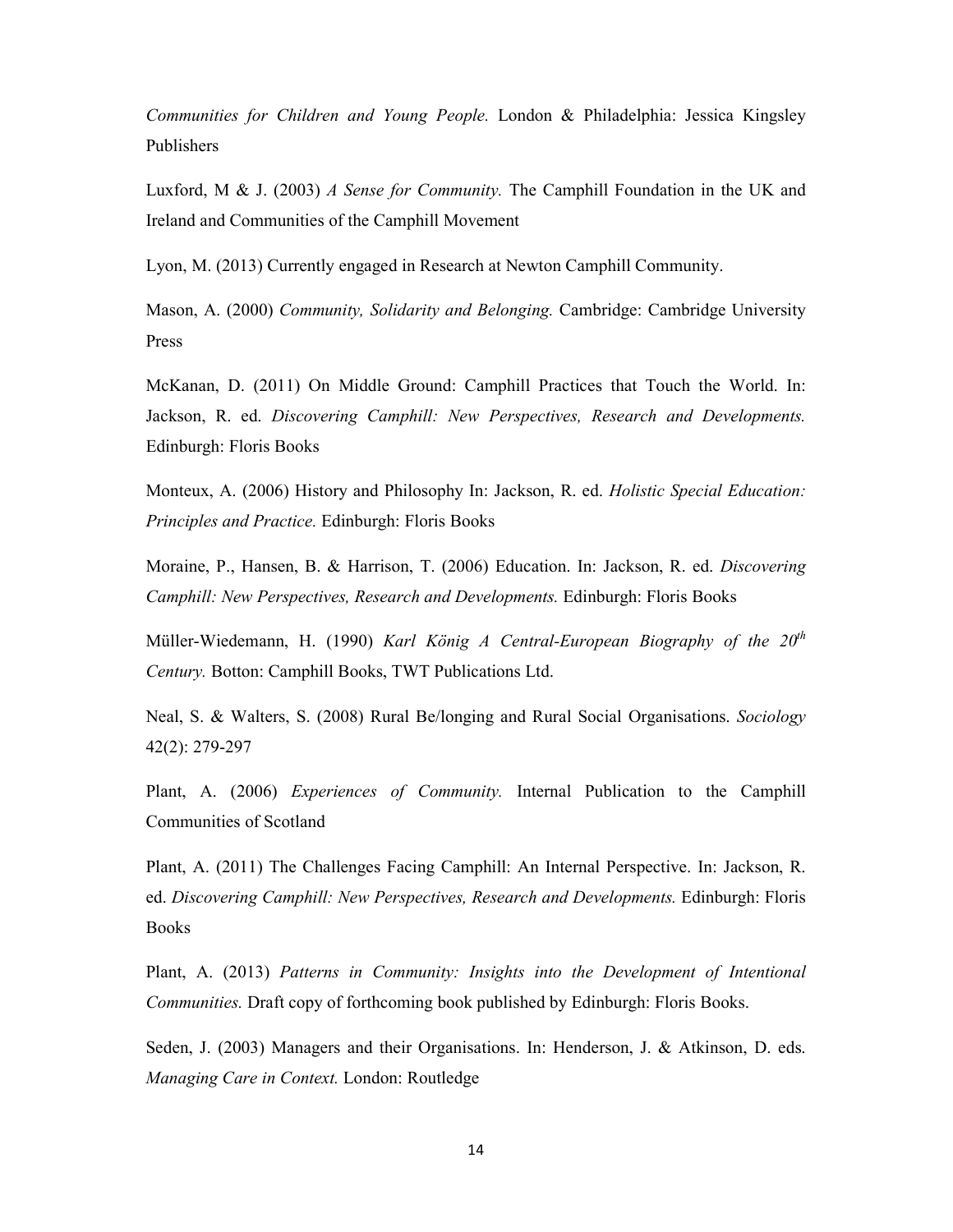*Communities for Children and Young People.* London & Philadelphia: Jessica Kingsley Publishers

Luxford, M & J. (2003) *A Sense for Community.* The Camphill Foundation in the UK and Ireland and Communities of the Camphill Movement

Lyon, M. (2013) Currently engaged in Research at Newton Camphill Community.

Mason, A. (2000) *Community, Solidarity and Belonging.* Cambridge: Cambridge University Press

McKanan, D. (2011) On Middle Ground: Camphill Practices that Touch the World. In: Jackson, R. ed. *Discovering Camphill: New Perspectives, Research and Developments.* Edinburgh: Floris Books

Monteux, A. (2006) History and Philosophy In: Jackson, R. ed. *Holistic Special Education: Principles and Practice.* Edinburgh: Floris Books

Moraine, P., Hansen, B. & Harrison, T. (2006) Education. In: Jackson, R. ed. *Discovering Camphill: New Perspectives, Research and Developments.* Edinburgh: Floris Books

Müller-Wiedemann, H. (1990) *Karl König A Central-European Biography of the 20th Century.* Botton: Camphill Books, TWT Publications Ltd.

Neal, S. & Walters, S. (2008) Rural Be/longing and Rural Social Organisations. *Sociology* 42(2): 279-297

Plant, A. (2006) *Experiences of Community.* Internal Publication to the Camphill Communities of Scotland

Plant, A. (2011) The Challenges Facing Camphill: An Internal Perspective. In: Jackson, R. ed. *Discovering Camphill: New Perspectives, Research and Developments.* Edinburgh: Floris Books

Plant, A. (2013) *Patterns in Community: Insights into the Development of Intentional Communities.* Draft copy of forthcoming book published by Edinburgh: Floris Books.

Seden, J. (2003) Managers and their Organisations. In: Henderson, J. & Atkinson, D. eds. *Managing Care in Context.* London: Routledge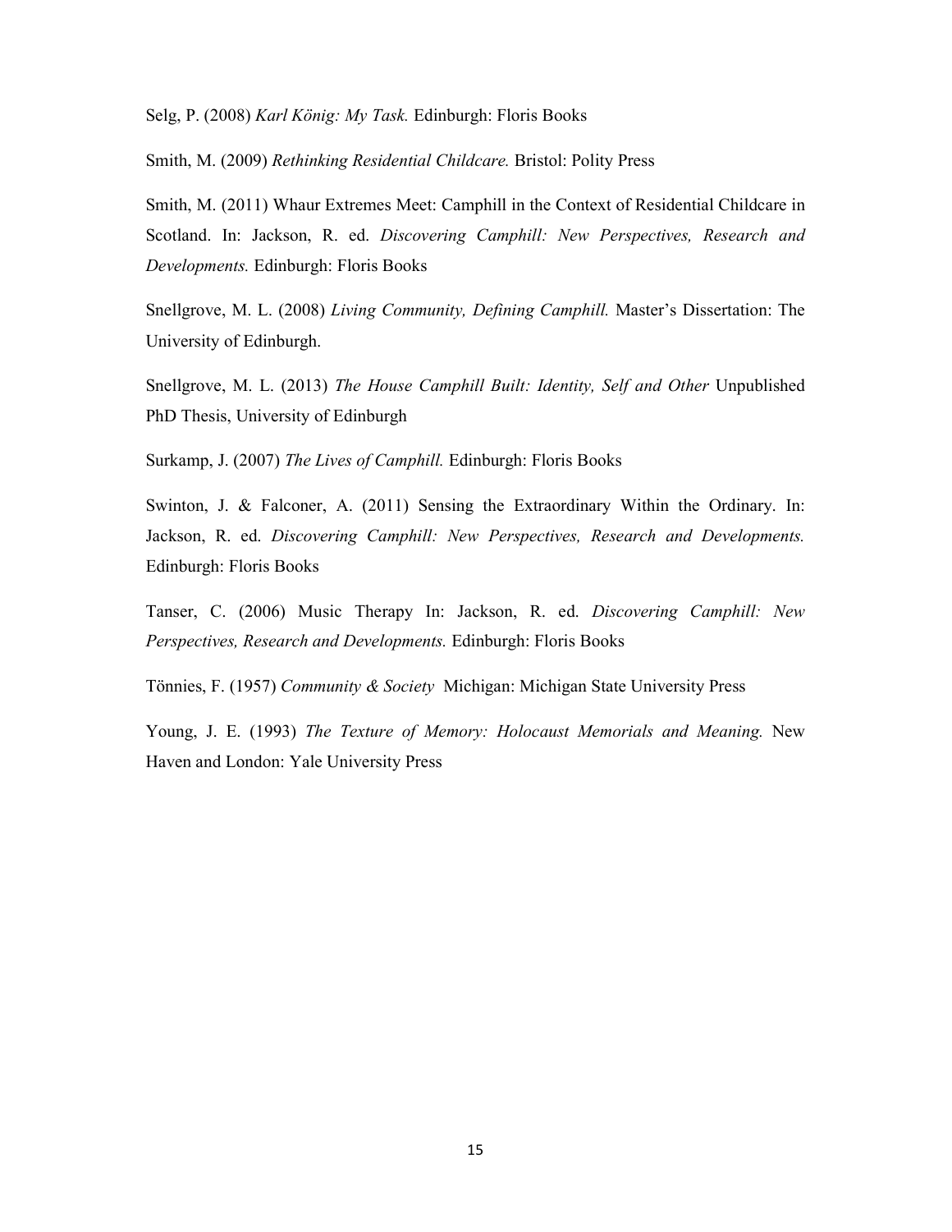Selg, P. (2008) *Karl König: My Task.* Edinburgh: Floris Books

Smith, M. (2009) *Rethinking Residential Childcare.* Bristol: Polity Press

Smith, M. (2011) Whaur Extremes Meet: Camphill in the Context of Residential Childcare in Scotland. In: Jackson, R. ed. *Discovering Camphill: New Perspectives, Research and Developments.* Edinburgh: Floris Books

Snellgrove, M. L. (2008) *Living Community, Defining Camphill.* Master's Dissertation: The University of Edinburgh.

Snellgrove, M. L. (2013) *The House Camphill Built: Identity, Self and Other* Unpublished PhD Thesis, University of Edinburgh

Surkamp, J. (2007) *The Lives of Camphill.* Edinburgh: Floris Books

Swinton, J. & Falconer, A. (2011) Sensing the Extraordinary Within the Ordinary. In: Jackson, R. ed. *Discovering Camphill: New Perspectives, Research and Developments.* Edinburgh: Floris Books

Tanser, C. (2006) Music Therapy In: Jackson, R. ed. *Discovering Camphill: New Perspectives, Research and Developments.* Edinburgh: Floris Books

Tönnies, F. (1957) *Community & Society* Michigan: Michigan State University Press

Young, J. E. (1993) *The Texture of Memory: Holocaust Memorials and Meaning.* New Haven and London: Yale University Press